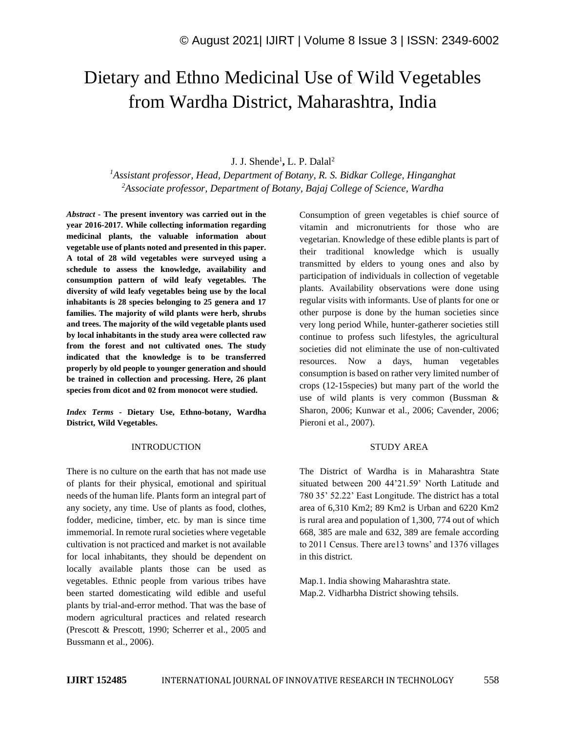# Dietary and Ethno Medicinal Use of Wild Vegetables from Wardha District, Maharashtra, India

J. J. Shende[1], L. P. Dalal[2]

[1]*Assistant professor, Head, Department of Botany, R. S. Bidkar College, Hinganghat*
[2]*Associate professor, Department of Botany, Bajaj College of Science, Wardha*

***Abstract*** **- The present inventory was carried out in the year 2016-2017. While collecting information regarding medicinal plants, the valuable information about vegetable use of plants noted and presented in this paper. A total of 28 wild vegetables were surveyed using a schedule to assess the knowledge, availability and consumption pattern of wild leafy vegetables. The diversity of wild leafy vegetables being use by the local inhabitants is 28 species belonging to 25 genera and 17 families. The majority of wild plants were herb, shrubs and trees. The majority of the wild vegetable plants used by local inhabitants in the study area were collected raw from the forest and not cultivated ones. The study indicated that the knowledge is to be transferred properly by old people to younger generation and should be trained in collection and processing. Here, 26 plant species from dicot and 02 from monocot were studied.**

***Index Terms*** **- Dietary Use, Ethno-botany, Wardha District, Wild Vegetables.**

## INTRODUCTION

There is no culture on the earth that has not made use of plants for their physical, emotional and spiritual needs of the human life. Plants form an integral part of any society, any time. Use of plants as food, clothes, fodder, medicine, timber, etc. by man is since time immemorial. In remote rural societies where vegetable cultivation is not practiced and market is not available for local inhabitants, they should be dependent on locally available plants those can be used as vegetables. Ethnic people from various tribes have been started domesticating wild edible and useful plants by trial-and-error method. That was the base of modern agricultural practices and related research (Prescott & Prescott, 1990; Scherrer et al., 2005 and Bussmann et al., 2006).

Consumption of green vegetables is chief source of vitamin and micronutrients for those who are vegetarian. Knowledge of these edible plants is part of their traditional knowledge which is usually transmitted by elders to young ones and also by participation of individuals in collection of vegetable plants. Availability observations were done using regular visits with informants. Use of plants for one or other purpose is done by the human societies since very long period While, hunter-gatherer societies still continue to profess such lifestyles, the agricultural societies did not eliminate the use of non-cultivated resources. Now a days, human vegetables consumption is based on rather very limited number of crops (12-15species) but many part of the world the use of wild plants is very common (Bussman & Sharon, 2006; Kunwar et al., 2006; Cavender, 2006; Pieroni et al., 2007).

## STUDY AREA

The District of Wardha is in Maharashtra State situated between 200 44'21.59' North Latitude and 780 35' 52.22' East Longitude. The district has a total area of 6,310 Km2; 89 Km2 is Urban and 6220 Km2 is rural area and population of 1,300, 774 out of which 668, 385 are male and 632, 389 are female according to 2011 Census. There are13 towns' and 1376 villages in this district.

Map.1. India showing Maharashtra state.
Map.2. Vidharbha District showing tehsils.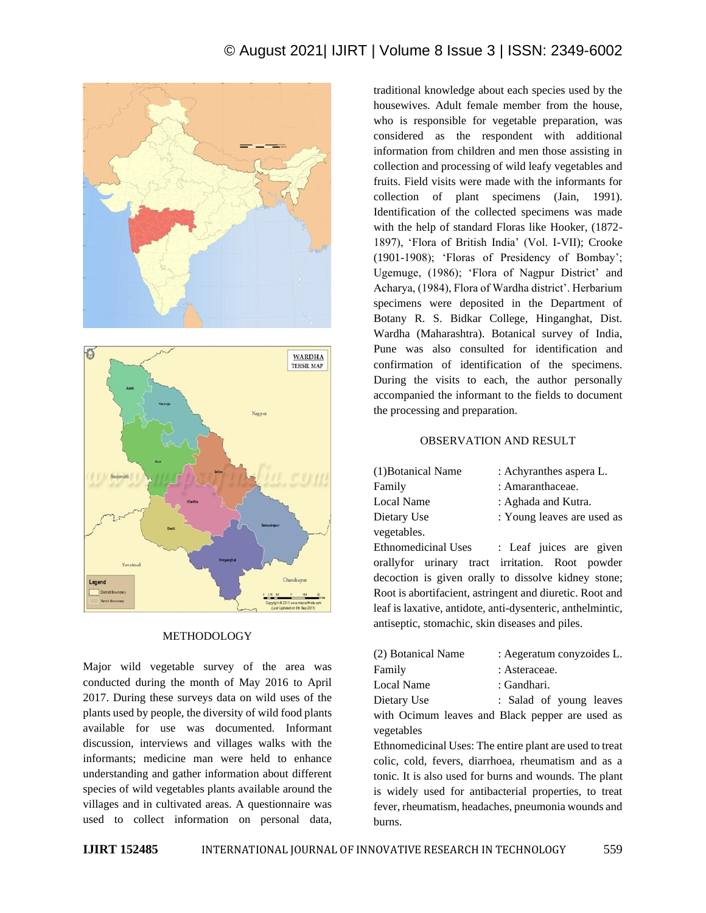## METHODOLOGY

Major wild vegetable survey of the area was conducted during the month of May 2016 to April 2017. During these surveys data on wild uses of the plants used by people, the diversity of wild food plants available for use was documented. Informant discussion, interviews and villages walks with the informants; medicine man were held to enhance understanding and gather information about different species of wild vegetables plants available around the villages and in cultivated areas. A questionnaire was used to collect information on personal data, traditional knowledge about each species used by the housewives. Adult female member from the house, who is responsible for vegetable preparation, was considered as the respondent with additional information from children and men those assisting in collection and processing of wild leafy vegetables and fruits. Field visits were made with the informants for collection of plant specimens (Jain, 1991). Identification of the collected specimens was made with the help of standard Floras like Hooker, (1872-1897), 'Flora of British India' (Vol. I-VII); Crooke (1901-1908); 'Floras of Presidency of Bombay'; Ugemuge, (1986); 'Flora of Nagpur District' and Acharya, (1984), Flora of Wardha district'. Herbarium specimens were deposited in the Department of Botany R. S. Bidkar College, Hinganghat, Dist. Wardha (Maharashtra). Botanical survey of India, Pune was also consulted for identification and confirmation of identification of the specimens. During the visits to each, the author personally accompanied the informant to the fields to document the processing and preparation.

## OBSERVATION AND RESULT

(1)Botanical Name : Achyranthes aspera L.
Family : Amaranthaceae.
Local Name : Aghada and Kutra.
Dietary Use : Young leaves are used as vegetables.
Ethnomedicinal Uses : Leaf juices are given orallyfor urinary tract irritation. Root powder decoction is given orally to dissolve kidney stone; Root is abortifacient, astringent and diuretic. Root and leaf is laxative, antidote, anti-dysenteric, anthelmintic, antiseptic, stomachic, skin diseases and piles.

(2) Botanical Name : Aegeratum conyzoides L.
Family : Asteraceae.
Local Name : Gandhari.
Dietary Use : Salad of young leaves with Ocimum leaves and Black pepper are used as vegetables
Ethnomedicinal Uses: The entire plant are used to treat colic, cold, fevers, diarrhoea, rheumatism and as a tonic. It is also used for burns and wounds. The plant is widely used for antibacterial properties, to treat fever, rheumatism, headaches, pneumonia wounds and burns.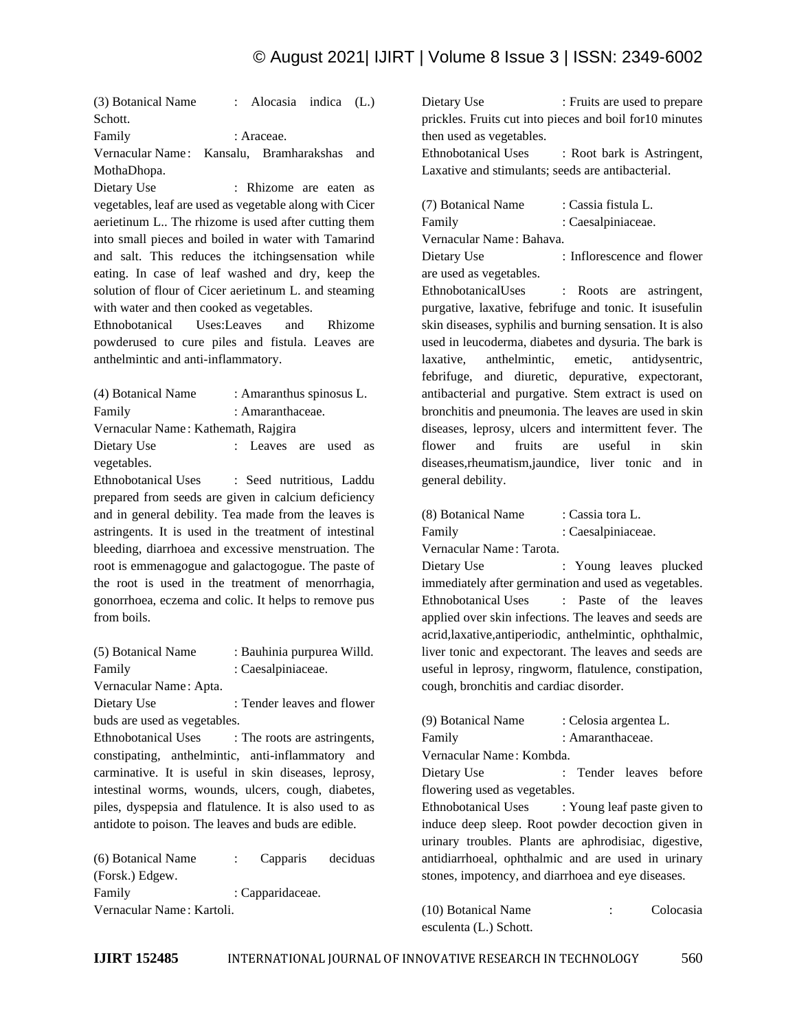(3) Botanical Name : Alocasia indica (L.) Schott.

Family : Araceae.

Vernacular Name : Kansalu, Bramharakshas and MothaDhopa.

Dietary Use : Rhizome are eaten as vegetables, leaf are used as vegetable along with Cicer aerietinum L.. The rhizome is used after cutting them into small pieces and boiled in water with Tamarind and salt. This reduces the itchingsensation while eating. In case of leaf washed and dry, keep the solution of flour of Cicer aerietinum L. and steaming with water and then cooked as vegetables.

Ethnobotanical Uses:Leaves and Rhizome powderused to cure piles and fistula. Leaves are anthelmintic and anti-inflammatory.

(4) Botanical Name : Amaranthus spinosus L.

Family : Amaranthaceae.

Vernacular Name : Kathemath, Rajgira

Dietary Use : Leaves are used as vegetables.

Ethnobotanical Uses : Seed nutritious, Laddu prepared from seeds are given in calcium deficiency and in general debility. Tea made from the leaves is astringents. It is used in the treatment of intestinal bleeding, diarrhoea and excessive menstruation. The root is emmenagogue and galactogogue. The paste of the root is used in the treatment of menorrhagia, gonorrhoea, eczema and colic. It helps to remove pus from boils.

(5) Botanical Name : Bauhinia purpurea Willd.

Family : Caesalpiniaceae.

Vernacular Name : Apta.

Dietary Use : Tender leaves and flower buds are used as vegetables.

Ethnobotanical Uses : The roots are astringents, constipating, anthelmintic, anti-inflammatory and carminative. It is useful in skin diseases, leprosy, intestinal worms, wounds, ulcers, cough, diabetes, piles, dyspepsia and flatulence. It is also used to as antidote to poison. The leaves and buds are edible.

(6) Botanical Name : Capparis deciduas (Forsk.) Edgew.

Family : Capparidaceae.

Vernacular Name : Kartoli.

Dietary Use : Fruits are used to prepare prickles. Fruits cut into pieces and boil for10 minutes then used as vegetables.

Ethnobotanical Uses : Root bark is Astringent, Laxative and stimulants; seeds are antibacterial.

(7) Botanical Name : Cassia fistula L.

Family : Caesalpiniaceae.

Vernacular Name : Bahava.

Dietary Use : Inflorescence and flower are used as vegetables.

EthnobotanicalUses : Roots are astringent, purgative, laxative, febrifuge and tonic. It isusefulin skin diseases, syphilis and burning sensation. It is also used in leucoderma, diabetes and dysuria. The bark is laxative, anthelmintic, emetic, antidysentric, febrifuge, and diuretic, depurative, expectorant, antibacterial and purgative. Stem extract is used on bronchitis and pneumonia. The leaves are used in skin diseases, leprosy, ulcers and intermittent fever. The flower and fruits are useful in skin diseases,rheumatism,jaundice, liver tonic and in general debility.

(8) Botanical Name : Cassia tora L.

Family : Caesalpiniaceae.

Vernacular Name : Tarota.

Dietary Use : Young leaves plucked immediately after germination and used as vegetables.

Ethnobotanical Uses : Paste of the leaves applied over skin infections. The leaves and seeds are acrid,laxative,antiperiodic, anthelmintic, ophthalmic, liver tonic and expectorant. The leaves and seeds are useful in leprosy, ringworm, flatulence, constipation, cough, bronchitis and cardiac disorder.

(9) Botanical Name : Celosia argentea L.

Family : Amaranthaceae.

Vernacular Name : Kombda.

Dietary Use : Tender leaves before flowering used as vegetables.

Ethnobotanical Uses : Young leaf paste given to induce deep sleep. Root powder decoction given in urinary troubles. Plants are aphrodisiac, digestive, antidiarrhoeal, ophthalmic and are used in urinary stones, impotency, and diarrhoea and eye diseases.

(10) Botanical Name : Colocasia esculenta (L.) Schott.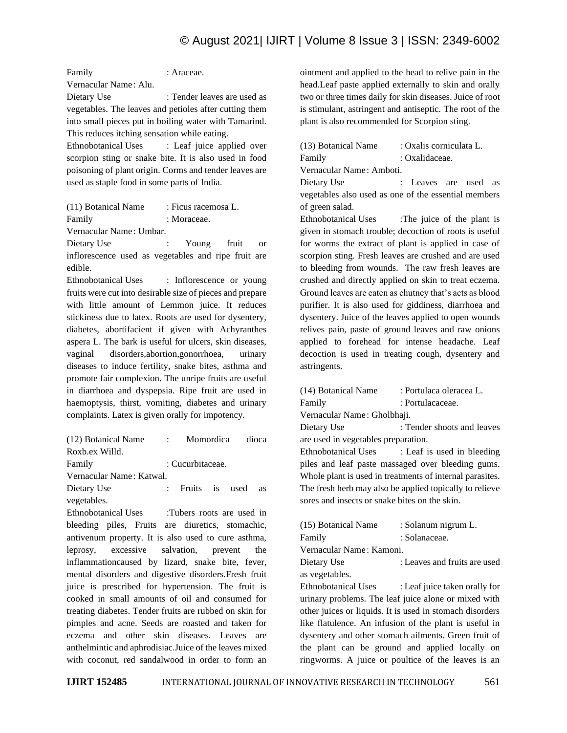Family : Araceae.

Vernacular Name : Alu.

Dietary Use : Tender leaves are used as vegetables. The leaves and petioles after cutting them into small pieces put in boiling water with Tamarind. This reduces itching sensation while eating.

Ethnobotanical Uses : Leaf juice applied over scorpion sting or snake bite. It is also used in food poisoning of plant origin. Corms and tender leaves are used as staple food in some parts of India.

(11) Botanical Name : Ficus racemosa L.

Family : Moraceae.

Vernacular Name : Umbar.

Dietary Use : Young fruit or inflorescence used as vegetables and ripe fruit are edible.

Ethnobotanical Uses : Inflorescence or young fruits were cut into desirable size of pieces and prepare with little amount of Lemmon juice. It reduces stickiness due to latex. Roots are used for dysentery, diabetes, abortifacient if given with Achyranthes aspera L. The bark is useful for ulcers, skin diseases, vaginal disorders,abortion,gonorrhoea, urinary diseases to induce fertility, snake bites, asthma and promote fair complexion. The unripe fruits are useful in diarrhoea and dyspepsia. Ripe fruit are used in haemoptysis, thirst, vomiting, diabetes and urinary complaints. Latex is given orally for impotency.

(12) Botanical Name : Momordica dioca Roxb.ex Willd.

Family : Cucurbitaceae.

Vernacular Name : Katwal.

Dietary Use : Fruits is used as vegetables.

Ethnobotanical Uses :Tubers roots are used in bleeding piles, Fruits are diuretics, stomachic, antivenum property. It is also used to cure asthma, leprosy, excessive salvation, prevent the inflammationcaused by lizard, snake bite, fever, mental disorders and digestive disorders.Fresh fruit juice is prescribed for hypertension. The fruit is cooked in small amounts of oil and consumed for treating diabetes. Tender fruits are rubbed on skin for pimples and acne. Seeds are roasted and taken for eczema and other skin diseases. Leaves are anthelmintic and aphrodisiac.Juice of the leaves mixed with coconut, red sandalwood in order to form an ointment and applied to the head to relive pain in the head.Leaf paste applied externally to skin and orally two or three times daily for skin diseases. Juice of root is stimulant, astringent and antiseptic. The root of the plant is also recommended for Scorpion sting.

(13) Botanical Name : Oxalis corniculata L.

Family : Oxalidaceae.

Vernacular Name : Amboti.

Dietary Use : Leaves are used as vegetables also used as one of the essential members of green salad.

Ethnobotanical Uses :The juice of the plant is given in stomach trouble; decoction of roots is useful for worms the extract of plant is applied in case of scorpion sting. Fresh leaves are crushed and are used to bleeding from wounds. The raw fresh leaves are crushed and directly applied on skin to treat eczema. Ground leaves are eaten as chutney that's acts as blood purifier. It is also used for giddiness, diarrhoea and dysentery. Juice of the leaves applied to open wounds relives pain, paste of ground leaves and raw onions applied to forehead for intense headache. Leaf decoction is used in treating cough, dysentery and astringents.

(14) Botanical Name : Portulaca oleracea L.

Family : Portulacaceae.

Vernacular Name : Gholbhaji.

Dietary Use : Tender shoots and leaves are used in vegetables preparation.

Ethnobotanical Uses : Leaf is used in bleeding piles and leaf paste massaged over bleeding gums. Whole plant is used in treatments of internal parasites. The fresh herb may also be applied topically to relieve sores and insects or snake bites on the skin.

(15) Botanical Name : Solanum nigrum L.

Family : Solanaceae.

Vernacular Name : Kamoni.

Dietary Use : Leaves and fruits are used as vegetables.

Ethnobotanical Uses : Leaf juice taken orally for urinary problems. The leaf juice alone or mixed with other juices or liquids. It is used in stomach disorders like flatulence. An infusion of the plant is useful in dysentery and other stomach ailments. Green fruit of the plant can be ground and applied locally on ringworms. A juice or poultice of the leaves is an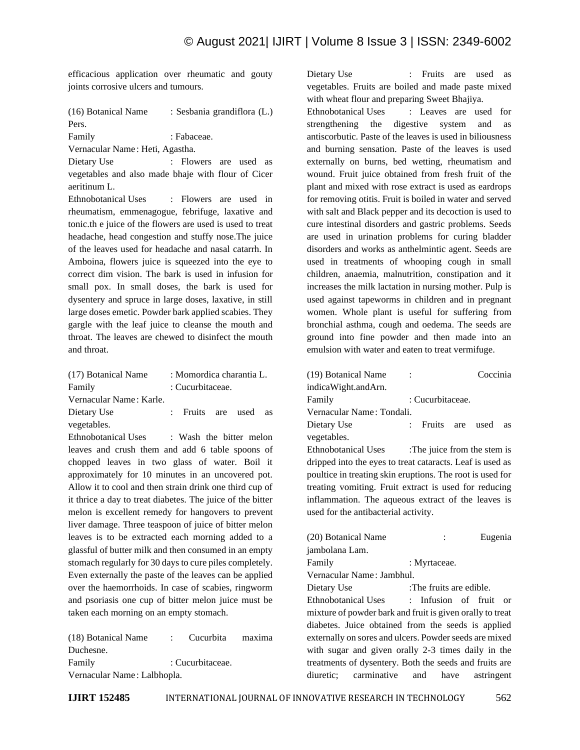efficacious application over rheumatic and gouty joints corrosive ulcers and tumours.

(16) Botanical Name : Sesbania grandiflora (L.) Pers.
Family : Fabaceae.
Vernacular Name : Heti, Agastha.
Dietary Use : Flowers are used as vegetables and also made bhaje with flour of Cicer aeritinum L.
Ethnobotanical Uses : Flowers are used in rheumatism, emmenagogue, febrifuge, laxative and tonic.th e juice of the flowers are used is used to treat headache, head congestion and stuffy nose.The juice of the leaves used for headache and nasal catarrh. In Amboina, flowers juice is squeezed into the eye to correct dim vision. The bark is used in infusion for small pox. In small doses, the bark is used for dysentery and spruce in large doses, laxative, in still large doses emetic. Powder bark applied scabies. They gargle with the leaf juice to cleanse the mouth and throat. The leaves are chewed to disinfect the mouth and throat.

(17) Botanical Name : Momordica charantia L.
Family : Cucurbitaceae.
Vernacular Name : Karle.
Dietary Use : Fruits are used as vegetables.
Ethnobotanical Uses : Wash the bitter melon leaves and crush them and add 6 table spoons of chopped leaves in two glass of water. Boil it approximately for 10 minutes in an uncovered pot. Allow it to cool and then strain drink one third cup of it thrice a day to treat diabetes. The juice of the bitter melon is excellent remedy for hangovers to prevent liver damage. Three teaspoon of juice of bitter melon leaves is to be extracted each morning added to a glassful of butter milk and then consumed in an empty stomach regularly for 30 days to cure piles completely. Even externally the paste of the leaves can be applied over the haemorrhoids. In case of scabies, ringworm and psoriasis one cup of bitter melon juice must be taken each morning on an empty stomach.

(18) Botanical Name : Cucurbita maxima Duchesne.
Family : Cucurbitaceae.
Vernacular Name : Lalbhopla.
Dietary Use : Fruits are used as vegetables. Fruits are boiled and made paste mixed with wheat flour and preparing Sweet Bhajiya.
Ethnobotanical Uses : Leaves are used for strengthening the digestive system and as antiscorbutic. Paste of the leaves is used in biliousness and burning sensation. Paste of the leaves is used externally on burns, bed wetting, rheumatism and wound. Fruit juice obtained from fresh fruit of the plant and mixed with rose extract is used as eardrops for removing otitis. Fruit is boiled in water and served with salt and Black pepper and its decoction is used to cure intestinal disorders and gastric problems. Seeds are used in urination problems for curing bladder disorders and works as anthelmintic agent. Seeds are used in treatments of whooping cough in small children, anaemia, malnutrition, constipation and it increases the milk lactation in nursing mother. Pulp is used against tapeworms in children and in pregnant women. Whole plant is useful for suffering from bronchial asthma, cough and oedema. The seeds are ground into fine powder and then made into an emulsion with water and eaten to treat vermifuge.

(19) Botanical Name : Coccinia indicaWight.andArn.
Family : Cucurbitaceae.
Vernacular Name : Tondali.
Dietary Use : Fruits are used as vegetables.
Ethnobotanical Uses :The juice from the stem is dripped into the eyes to treat cataracts. Leaf is used as poultice in treating skin eruptions. The root is used for treating vomiting. Fruit extract is used for reducing inflammation. The aqueous extract of the leaves is used for the antibacterial activity.

(20) Botanical Name : Eugenia jambolana Lam.
Family : Myrtaceae.
Vernacular Name : Jambhul.
Dietary Use :The fruits are edible.
Ethnobotanical Uses : Infusion of fruit or mixture of powder bark and fruit is given orally to treat diabetes. Juice obtained from the seeds is applied externally on sores and ulcers. Powder seeds are mixed with sugar and given orally 2-3 times daily in the treatments of dysentery. Both the seeds and fruits are diuretic; carminative and have astringent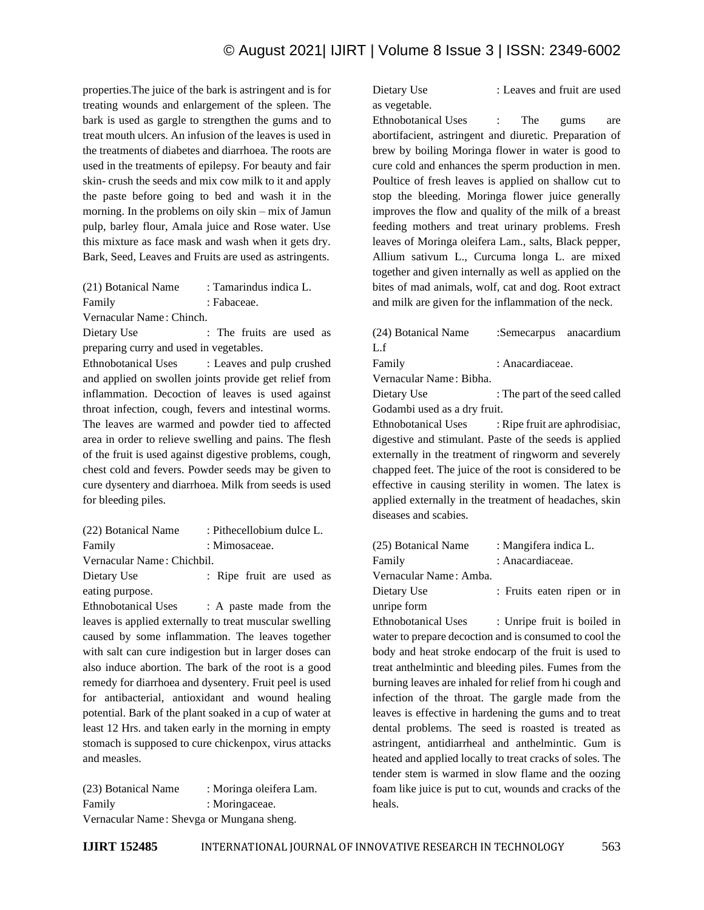properties.The juice of the bark is astringent and is for treating wounds and enlargement of the spleen. The bark is used as gargle to strengthen the gums and to treat mouth ulcers. An infusion of the leaves is used in the treatments of diabetes and diarrhoea. The roots are used in the treatments of epilepsy. For beauty and fair skin- crush the seeds and mix cow milk to it and apply the paste before going to bed and wash it in the morning. In the problems on oily skin – mix of Jamun pulp, barley flour, Amala juice and Rose water. Use this mixture as face mask and wash when it gets dry. Bark, Seed, Leaves and Fruits are used as astringents.

(21) Botanical Name : Tamarindus indica L.
Family : Fabaceae.
Vernacular Name : Chinch.
Dietary Use : The fruits are used as preparing curry and used in vegetables.
Ethnobotanical Uses : Leaves and pulp crushed and applied on swollen joints provide get relief from inflammation. Decoction of leaves is used against throat infection, cough, fevers and intestinal worms. The leaves are warmed and powder tied to affected area in order to relieve swelling and pains. The flesh of the fruit is used against digestive problems, cough, chest cold and fevers. Powder seeds may be given to cure dysentery and diarrhoea. Milk from seeds is used for bleeding piles.

(22) Botanical Name : Pithecellobium dulce L.
Family : Mimosaceae.
Vernacular Name : Chichbil.
Dietary Use : Ripe fruit are used as eating purpose.
Ethnobotanical Uses : A paste made from the leaves is applied externally to treat muscular swelling caused by some inflammation. The leaves together with salt can cure indigestion but in larger doses can also induce abortion. The bark of the root is a good remedy for diarrhoea and dysentery. Fruit peel is used for antibacterial, antioxidant and wound healing potential. Bark of the plant soaked in a cup of water at least 12 Hrs. and taken early in the morning in empty stomach is supposed to cure chickenpox, virus attacks and measles.

(23) Botanical Name : Moringa oleifera Lam.
Family : Moringaceae.
Vernacular Name : Shevga or Mungana sheng.
Dietary Use : Leaves and fruit are used as vegetable.
Ethnobotanical Uses : The gums are abortifacient, astringent and diuretic. Preparation of brew by boiling Moringa flower in water is good to cure cold and enhances the sperm production in men. Poultice of fresh leaves is applied on shallow cut to stop the bleeding. Moringa flower juice generally improves the flow and quality of the milk of a breast feeding mothers and treat urinary problems. Fresh leaves of Moringa oleifera Lam., salts, Black pepper, Allium sativum L., Curcuma longa L. are mixed together and given internally as well as applied on the bites of mad animals, wolf, cat and dog. Root extract and milk are given for the inflammation of the neck.

(24) Botanical Name :Semecarpus anacardium L.f
Family : Anacardiaceae.
Vernacular Name : Bibha.
Dietary Use : The part of the seed called Godambi used as a dry fruit.
Ethnobotanical Uses : Ripe fruit are aphrodisiac, digestive and stimulant. Paste of the seeds is applied externally in the treatment of ringworm and severely chapped feet. The juice of the root is considered to be effective in causing sterility in women. The latex is applied externally in the treatment of headaches, skin diseases and scabies.

(25) Botanical Name : Mangifera indica L.
Family : Anacardiaceae.
Vernacular Name : Amba.
Dietary Use : Fruits eaten ripen or in unripe form
Ethnobotanical Uses : Unripe fruit is boiled in water to prepare decoction and is consumed to cool the body and heat stroke endocarp of the fruit is used to treat anthelmintic and bleeding piles. Fumes from the burning leaves are inhaled for relief from hi cough and infection of the throat. The gargle made from the leaves is effective in hardening the gums and to treat dental problems. The seed is roasted is treated as astringent, antidiarrheal and anthelmintic. Gum is heated and applied locally to treat cracks of soles. The tender stem is warmed in slow flame and the oozing foam like juice is put to cut, wounds and cracks of the heals.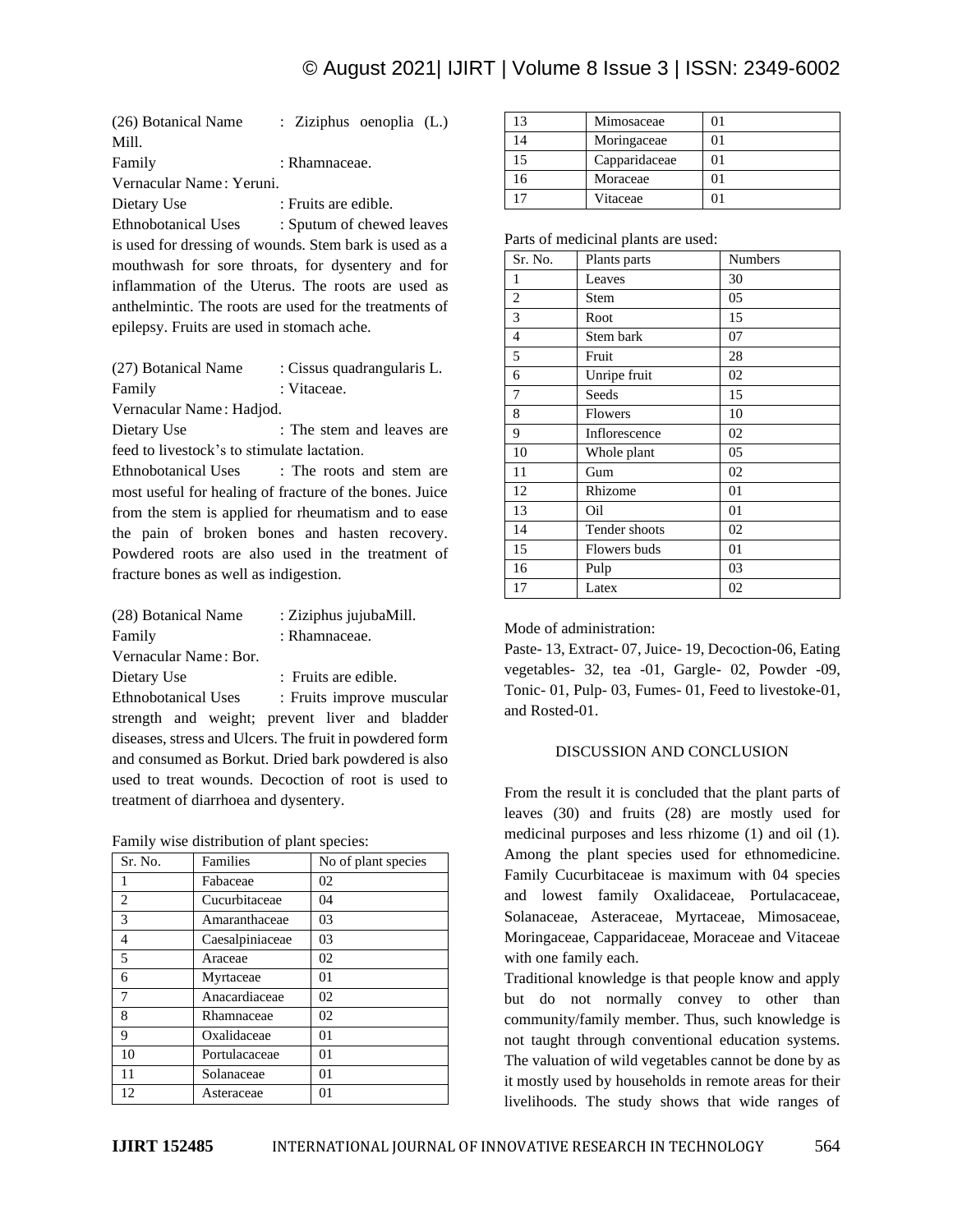(26) Botanical Name : Ziziphus oenoplia (L.) Mill.
Family : Rhamnaceae.
Vernacular Name : Yeruni.
Dietary Use : Fruits are edible.
Ethnobotanical Uses : Sputum of chewed leaves is used for dressing of wounds. Stem bark is used as a mouthwash for sore throats, for dysentery and for inflammation of the Uterus. The roots are used as anthelmintic. The roots are used for the treatments of epilepsy. Fruits are used in stomach ache.

(27) Botanical Name : Cissus quadrangularis L.
Family : Vitaceae.
Vernacular Name : Hadjod.
Dietary Use : The stem and leaves are feed to livestock's to stimulate lactation.
Ethnobotanical Uses : The roots and stem are most useful for healing of fracture of the bones. Juice from the stem is applied for rheumatism and to ease the pain of broken bones and hasten recovery. Powdered roots are also used in the treatment of fracture bones as well as indigestion.

(28) Botanical Name : Ziziphus jujubaMill.
Family : Rhamnaceae.
Vernacular Name : Bor.
Dietary Use : Fruits are edible.
Ethnobotanical Uses : Fruits improve muscular strength and weight; prevent liver and bladder diseases, stress and Ulcers. The fruit in powdered form and consumed as Borkut. Dried bark powdered is also used to treat wounds. Decoction of root is used to treatment of diarrhoea and dysentery.

Family wise distribution of plant species:

| Sr. No. | Families | No of plant species |
|---|---|---|
| 1 | Fabaceae | 02 |
| 2 | Cucurbitaceae | 04 |
| 3 | Amaranthaceae | 03 |
| 4 | Caesalpiniaceae | 03 |
| 5 | Araceae | 02 |
| 6 | Myrtaceae | 01 |
| 7 | Anacardiaceae | 02 |
| 8 | Rhamnaceae | 02 |
| 9 | Oxalidaceae | 01 |
| 10 | Portulacaceae | 01 |
| 11 | Solanaceae | 01 |
| 12 | Asteraceae | 01 |
| 13 | Mimosaceae | 01 |
| 14 | Moringaceae | 01 |
| 15 | Capparidaceae | 01 |
| 16 | Moraceae | 01 |
| 17 | Vitaceae | 01 |

Parts of medicinal plants are used:

| Sr. No. | Plants parts | Numbers |
|---|---|---|
| 1 | Leaves | 30 |
| 2 | Stem | 05 |
| 3 | Root | 15 |
| 4 | Stem bark | 07 |
| 5 | Fruit | 28 |
| 6 | Unripe fruit | 02 |
| 7 | Seeds | 15 |
| 8 | Flowers | 10 |
| 9 | Inflorescence | 02 |
| 10 | Whole plant | 05 |
| 11 | Gum | 02 |
| 12 | Rhizome | 01 |
| 13 | Oil | 01 |
| 14 | Tender shoots | 02 |
| 15 | Flowers buds | 01 |
| 16 | Pulp | 03 |
| 17 | Latex | 02 |

Mode of administration:

Paste- 13, Extract- 07, Juice- 19, Decoction-06, Eating vegetables- 32, tea -01, Gargle- 02, Powder -09, Tonic- 01, Pulp- 03, Fumes- 01, Feed to livestoke-01, and Rosted-01.

## DISCUSSION AND CONCLUSION

From the result it is concluded that the plant parts of leaves (30) and fruits (28) are mostly used for medicinal purposes and less rhizome (1) and oil (1). Among the plant species used for ethnomedicine. Family Cucurbitaceae is maximum with 04 species and lowest family Oxalidaceae, Portulacaceae, Solanaceae, Asteraceae, Myrtaceae, Mimosaceae, Moringaceae, Capparidaceae, Moraceae and Vitaceae with one family each.

Traditional knowledge is that people know and apply but do not normally convey to other than community/family member. Thus, such knowledge is not taught through conventional education systems. The valuation of wild vegetables cannot be done by as it mostly used by households in remote areas for their livelihoods. The study shows that wide ranges of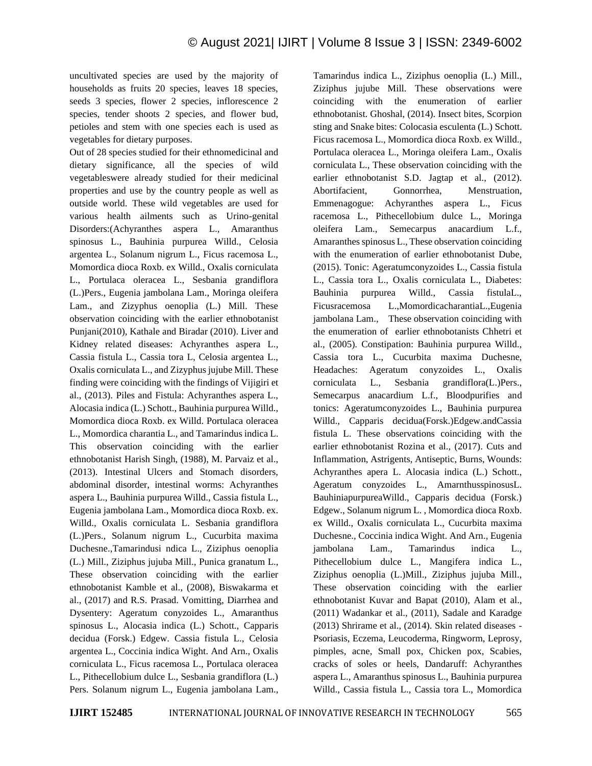uncultivated species are used by the majority of households as fruits 20 species, leaves 18 species, seeds 3 species, flower 2 species, inflorescence 2 species, tender shoots 2 species, and flower bud, petioles and stem with one species each is used as vegetables for dietary purposes.

Out of 28 species studied for their ethnomedicinal and dietary significance, all the species of wild vegetableswere already studied for their medicinal properties and use by the country people as well as outside world. These wild vegetables are used for various health ailments such as Urino-genital Disorders:(Achyranthes aspera L., Amaranthus spinosus L., Bauhinia purpurea Willd., Celosia argentea L., Solanum nigrum L., Ficus racemosa L., Momordica dioca Roxb. ex Willd., Oxalis corniculata L., Portulaca oleracea L., Sesbania grandiflora (L.)Pers., Eugenia jambolana Lam., Moringa oleifera Lam., and Zizyphus oenoplia (L.) Mill. These observation coinciding with the earlier ethnobotanist Punjani(2010), Kathale and Biradar (2010). Liver and Kidney related diseases: Achyranthes aspera L., Cassia fistula L., Cassia tora L, Celosia argentea L., Oxalis corniculata L., and Zizyphus jujube Mill. These finding were coinciding with the findings of Vijigiri et al., (2013). Piles and Fistula: Achyranthes aspera L., Alocasia indica (L.) Schott., Bauhinia purpurea Willd., Momordica dioca Roxb. ex Willd. Portulaca oleracea L., Momordica charantia L., and Tamarindus indica L. This observation coinciding with the earlier ethnobotanist Harish Singh, (1988), M. Parvaiz et al., (2013). Intestinal Ulcers and Stomach disorders, abdominal disorder, intestinal worms: Achyranthes aspera L., Bauhinia purpurea Willd., Cassia fistula L., Eugenia jambolana Lam., Momordica dioca Roxb. ex. Willd., Oxalis corniculata L. Sesbania grandiflora (L.)Pers., Solanum nigrum L., Cucurbita maxima Duchesne.,Tamarindusi ndica L., Ziziphus oenoplia (L.) Mill., Ziziphus jujuba Mill., Punica granatum L., These observation coinciding with the earlier ethnobotanist Kamble et al., (2008), Biswakarma et al., (2017) and R.S. Prasad. Vomitting, Diarrhea and Dysentery: Ageratum conyzoides L., Amaranthus spinosus L., Alocasia indica (L.) Schott., Capparis decidua (Forsk.) Edgew. Cassia fistula L., Celosia argentea L., Coccinia indica Wight. And Arn., Oxalis corniculata L., Ficus racemosa L., Portulaca oleracea L., Pithecellobium dulce L., Sesbania grandiflora (L.) Pers. Solanum nigrum L., Eugenia jambolana Lam., Tamarindus indica L., Ziziphus oenoplia (L.) Mill., Ziziphus jujube Mill. These observations were coinciding with the enumeration of earlier ethnobotanist. Ghoshal, (2014). Insect bites, Scorpion sting and Snake bites: Colocasia esculenta (L.) Schott. Ficus racemosa L., Momordica dioca Roxb. ex Willd., Portulaca oleracea L., Moringa oleifera Lam., Oxalis corniculata L., These observation coinciding with the earlier ethnobotanist S.D. Jagtap et al., (2012). Abortifacient, Gonnorrhea, Menstruation, Emmenagogue: Achyranthes aspera L., Ficus racemosa L., Pithecellobium dulce L., Moringa oleifera Lam., Semecarpus anacardium L.f., Amaranthes spinosus L., These observation coinciding with the enumeration of earlier ethnobotanist Dube, (2015). Tonic: Ageratumconyzoides L., Cassia fistula L., Cassia tora L., Oxalis corniculata L., Diabetes: Bauhinia purpurea Willd., Cassia fistulaL., Ficusracemosa L.,MomordicacharantiaL.,Eugenia jambolana Lam., These observation coinciding with the enumeration of earlier ethnobotanists Chhetri et al., (2005). Constipation: Bauhinia purpurea Willd., Cassia tora L., Cucurbita maxima Duchesne, Headaches: Ageratum conyzoides L., Oxalis corniculata L., Sesbania grandiflora(L.)Pers., Semecarpus anacardium L.f., Bloodpurifies and tonics: Ageratumconyzoides L., Bauhinia purpurea Willd., Capparis decidua(Forsk.)Edgew.andCassia fistula L. These observations coinciding with the earlier ethnobotanist Rozina et al., (2017). Cuts and Inflammation, Astrigents, Antiseptic, Burns, Wounds: Achyranthes apera L. Alocasia indica (L.) Schott., Ageratum conyzoides L., AmarnthusspinosusL. BauhiniapurpureaWilld., Capparis decidua (Forsk.) Edgew., Solanum nigrum L. , Momordica dioca Roxb. ex Willd., Oxalis corniculata L., Cucurbita maxima Duchesne., Coccinia indica Wight. And Arn., Eugenia jambolana Lam., Tamarindus indica L., Pithecellobium dulce L., Mangifera indica L., Ziziphus oenoplia (L.)Mill., Ziziphus jujuba Mill., These observation coinciding with the earlier ethnobotanist Kuvar and Bapat (2010), Alam et al., (2011) Wadankar et al., (2011), Sadale and Karadge (2013) Shrirame et al., (2014). Skin related diseases - Psoriasis, Eczema, Leucoderma, Ringworm, Leprosy, pimples, acne, Small pox, Chicken pox, Scabies, cracks of soles or heels, Dandaruff: Achyranthes aspera L., Amaranthus spinosus L., Bauhinia purpurea Willd., Cassia fistula L., Cassia tora L., Momordica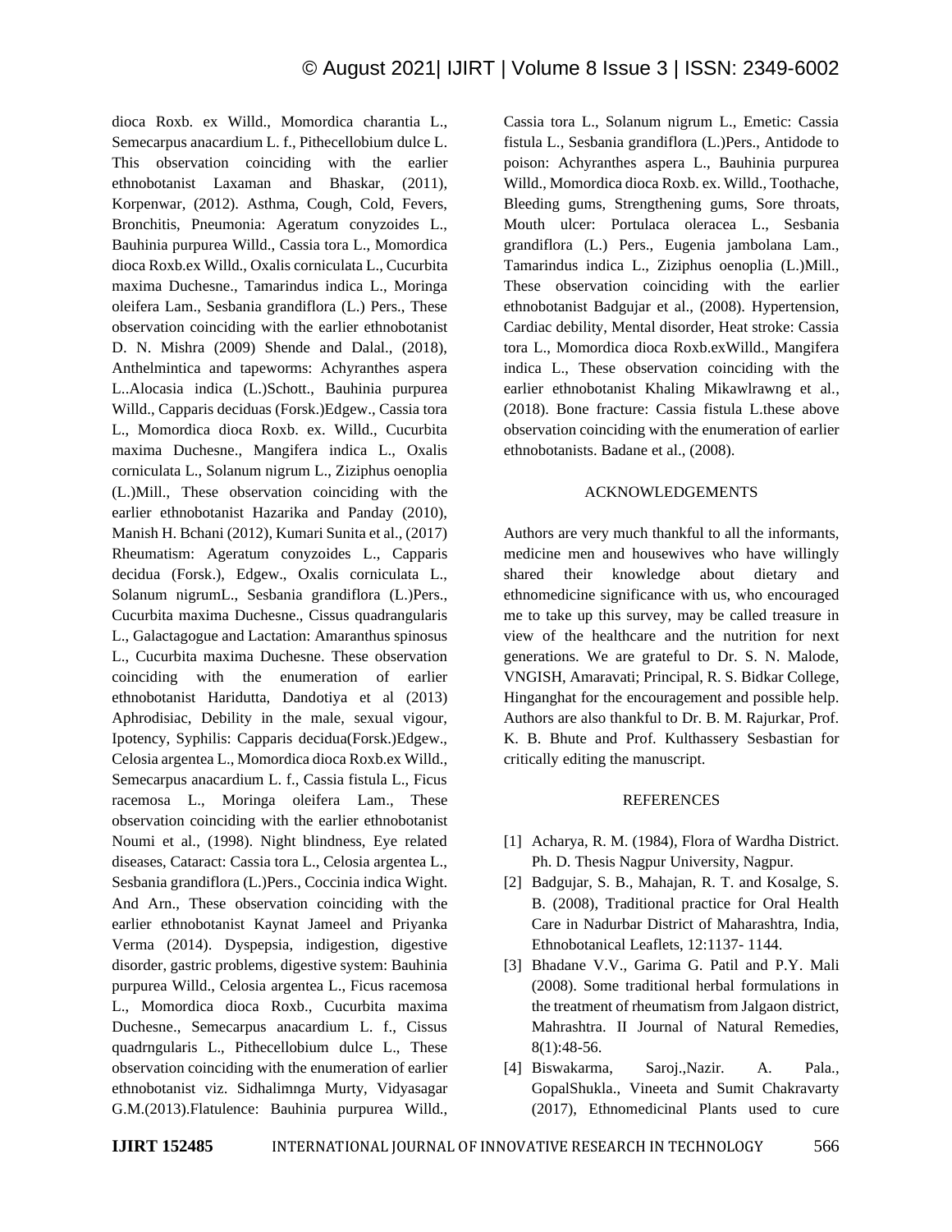dioca Roxb. ex Willd., Momordica charantia L., Semecarpus anacardium L. f., Pithecellobium dulce L. This observation coinciding with the earlier ethnobotanist Laxaman and Bhaskar, (2011), Korpenwar, (2012). Asthma, Cough, Cold, Fevers, Bronchitis, Pneumonia: Ageratum conyzoides L., Bauhinia purpurea Willd., Cassia tora L., Momordica dioca Roxb.ex Willd., Oxalis corniculata L., Cucurbita maxima Duchesne., Tamarindus indica L., Moringa oleifera Lam., Sesbania grandiflora (L.) Pers., These observation coinciding with the earlier ethnobotanist D. N. Mishra (2009) Shende and Dalal., (2018), Anthelmintica and tapeworms: Achyranthes aspera L..Alocasia indica (L.)Schott., Bauhinia purpurea Willd., Capparis deciduas (Forsk.)Edgew., Cassia tora L., Momordica dioca Roxb. ex. Willd., Cucurbita maxima Duchesne., Mangifera indica L., Oxalis corniculata L., Solanum nigrum L., Ziziphus oenoplia (L.)Mill., These observation coinciding with the earlier ethnobotanist Hazarika and Panday (2010), Manish H. Bchani (2012), Kumari Sunita et al., (2017) Rheumatism: Ageratum conyzoides L., Capparis decidua (Forsk.), Edgew., Oxalis corniculata L., Solanum nigrumL., Sesbania grandiflora (L.)Pers., Cucurbita maxima Duchesne., Cissus quadrangularis L., Galactagogue and Lactation: Amaranthus spinosus L., Cucurbita maxima Duchesne. These observation coinciding with the enumeration of earlier ethnobotanist Haridutta, Dandotiya et al (2013) Aphrodisiac, Debility in the male, sexual vigour, Ipotency, Syphilis: Capparis decidua(Forsk.)Edgew., Celosia argentea L., Momordica dioca Roxb.ex Willd., Semecarpus anacardium L. f., Cassia fistula L., Ficus racemosa L., Moringa oleifera Lam., These observation coinciding with the earlier ethnobotanist Noumi et al., (1998). Night blindness, Eye related diseases, Cataract: Cassia tora L., Celosia argentea L., Sesbania grandiflora (L.)Pers., Coccinia indica Wight. And Arn., These observation coinciding with the earlier ethnobotanist Kaynat Jameel and Priyanka Verma (2014). Dyspepsia, indigestion, digestive disorder, gastric problems, digestive system: Bauhinia purpurea Willd., Celosia argentea L., Ficus racemosa L., Momordica dioca Roxb., Cucurbita maxima Duchesne., Semecarpus anacardium L. f., Cissus quadrngularis L., Pithecellobium dulce L., These observation coinciding with the enumeration of earlier ethnobotanist viz. Sidhalimnga Murty, Vidyasagar G.M.(2013).Flatulence: Bauhinia purpurea Willd., Cassia tora L., Solanum nigrum L., Emetic: Cassia fistula L., Sesbania grandiflora (L.)Pers., Antidode to poison: Achyranthes aspera L., Bauhinia purpurea Willd., Momordica dioca Roxb. ex. Willd., Toothache, Bleeding gums, Strengthening gums, Sore throats, Mouth ulcer: Portulaca oleracea L., Sesbania grandiflora (L.) Pers., Eugenia jambolana Lam., Tamarindus indica L., Ziziphus oenoplia (L.)Mill., These observation coinciding with the earlier ethnobotanist Badgujar et al., (2008). Hypertension, Cardiac debility, Mental disorder, Heat stroke: Cassia tora L., Momordica dioca Roxb.exWilld., Mangifera indica L., These observation coinciding with the earlier ethnobotanist Khaling Mikawlrawng et al., (2018). Bone fracture: Cassia fistula L.these above observation coinciding with the enumeration of earlier ethnobotanists. Badane et al., (2008).

## ACKNOWLEDGEMENTS

Authors are very much thankful to all the informants, medicine men and housewives who have willingly shared their knowledge about dietary and ethnomedicine significance with us, who encouraged me to take up this survey, may be called treasure in view of the healthcare and the nutrition for next generations. We are grateful to Dr. S. N. Malode, VNGISH, Amaravati; Principal, R. S. Bidkar College, Hinganghat for the encouragement and possible help. Authors are also thankful to Dr. B. M. Rajurkar, Prof. K. B. Bhute and Prof. Kulthassery Sesbastian for critically editing the manuscript.

## REFERENCES

[1] Acharya, R. M. (1984), Flora of Wardha District. Ph. D. Thesis Nagpur University, Nagpur.

[2] Badgujar, S. B., Mahajan, R. T. and Kosalge, S. B. (2008), Traditional practice for Oral Health Care in Nadurbar District of Maharashtra, India, Ethnobotanical Leaflets, 12:1137- 1144.

[3] Bhadane V.V., Garima G. Patil and P.Y. Mali (2008). Some traditional herbal formulations in the treatment of rheumatism from Jalgaon district, Mahrashtra. II Journal of Natural Remedies, 8(1):48-56.

[4] Biswakarma, Saroj.,Nazir. A. Pala., GopalShukla., Vineeta and Sumit Chakravarty (2017), Ethnomedicinal Plants used to cure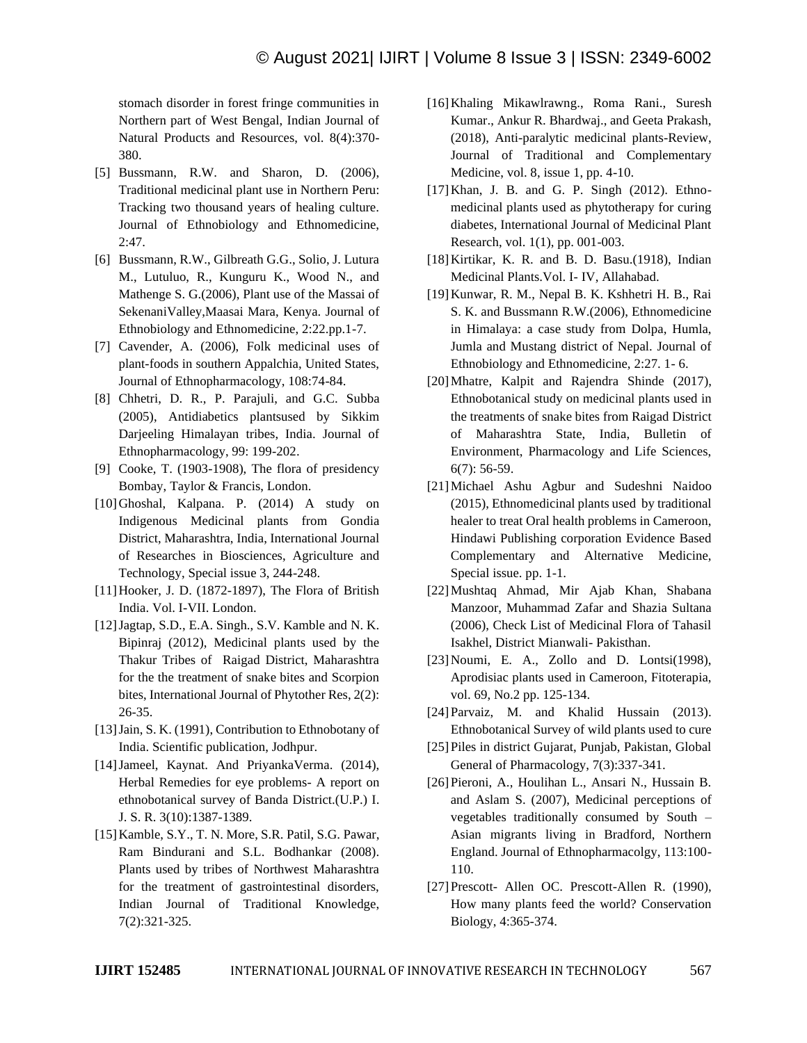stomach disorder in forest fringe communities in Northern part of West Bengal, Indian Journal of Natural Products and Resources, vol. 8(4):370-380.

[5] Bussmann, R.W. and Sharon, D. (2006), Traditional medicinal plant use in Northern Peru: Tracking two thousand years of healing culture. Journal of Ethnobiology and Ethnomedicine, 2:47.

[6] Bussmann, R.W., Gilbreath G.G., Solio, J. Lutura M., Lutuluo, R., Kunguru K., Wood N., and Mathenge S. G.(2006), Plant use of the Massai of SekenaniValley,Maasai Mara, Kenya. Journal of Ethnobiology and Ethnomedicine, 2:22.pp.1-7.

[7] Cavender, A. (2006), Folk medicinal uses of plant-foods in southern Appalchia, United States, Journal of Ethnopharmacology, 108:74-84.

[8] Chhetri, D. R., P. Parajuli, and G.C. Subba (2005), Antidiabetics plantsused by Sikkim Darjeeling Himalayan tribes, India. Journal of Ethnopharmacology, 99: 199-202.

[9] Cooke, T. (1903-1908), The flora of presidency Bombay, Taylor & Francis, London.

[10] Ghoshal, Kalpana. P. (2014) A study on Indigenous Medicinal plants from Gondia District, Maharashtra, India, International Journal of Researches in Biosciences, Agriculture and Technology, Special issue 3, 244-248.

[11] Hooker, J. D. (1872-1897), The Flora of British India. Vol. I-VII. London.

[12] Jagtap, S.D., E.A. Singh., S.V. Kamble and N. K. Bipinraj (2012), Medicinal plants used by the Thakur Tribes of Raigad District, Maharashtra for the the treatment of snake bites and Scorpion bites, International Journal of Phytother Res, 2(2): 26-35.

[13] Jain, S. K. (1991), Contribution to Ethnobotany of India. Scientific publication, Jodhpur.

[14] Jameel, Kaynat. And PriyankaVerma. (2014), Herbal Remedies for eye problems- A report on ethnobotanical survey of Banda District.(U.P.) I. J. S. R. 3(10):1387-1389.

[15] Kamble, S.Y., T. N. More, S.R. Patil, S.G. Pawar, Ram Bindurani and S.L. Bodhankar (2008). Plants used by tribes of Northwest Maharashtra for the treatment of gastrointestinal disorders, Indian Journal of Traditional Knowledge, 7(2):321-325.

[16] Khaling Mikawlrawng., Roma Rani., Suresh Kumar., Ankur R. Bhardwaj., and Geeta Prakash, (2018), Anti-paralytic medicinal plants-Review, Journal of Traditional and Complementary Medicine, vol. 8, issue 1, pp. 4-10.

[17] Khan, J. B. and G. P. Singh (2012). Ethno-medicinal plants used as phytotherapy for curing diabetes, International Journal of Medicinal Plant Research, vol. 1(1), pp. 001-003.

[18] Kirtikar, K. R. and B. D. Basu.(1918), Indian Medicinal Plants.Vol. I- IV, Allahabad.

[19] Kunwar, R. M., Nepal B. K. Kshhetri H. B., Rai S. K. and Bussmann R.W.(2006), Ethnomedicine in Himalaya: a case study from Dolpa, Humla, Jumla and Mustang district of Nepal. Journal of Ethnobiology and Ethnomedicine, 2:27. 1- 6.

[20] Mhatre, Kalpit and Rajendra Shinde (2017), Ethnobotanical study on medicinal plants used in the treatments of snake bites from Raigad District of Maharashtra State, India, Bulletin of Environment, Pharmacology and Life Sciences, 6(7): 56-59.

[21] Michael Ashu Agbur and Sudeshni Naidoo (2015), Ethnomedicinal plants used by traditional healer to treat Oral health problems in Cameroon, Hindawi Publishing corporation Evidence Based Complementary and Alternative Medicine, Special issue. pp. 1-1.

[22] Mushtaq Ahmad, Mir Ajab Khan, Shabana Manzoor, Muhammad Zafar and Shazia Sultana (2006), Check List of Medicinal Flora of Tahasil Isakhel, District Mianwali- Pakisthan.

[23] Noumi, E. A., Zollo and D. Lontsi(1998), Aprodisiac plants used in Cameroon, Fitoterapia, vol. 69, No.2 pp. 125-134.

[24] Parvaiz, M. and Khalid Hussain (2013). Ethnobotanical Survey of wild plants used to cure

[25] Piles in district Gujarat, Punjab, Pakistan, Global General of Pharmacology, 7(3):337-341.

[26] Pieroni, A., Houlihan L., Ansari N., Hussain B. and Aslam S. (2007), Medicinal perceptions of vegetables traditionally consumed by South – Asian migrants living in Bradford, Northern England. Journal of Ethnopharmacolgy, 113:100-110.

[27] Prescott- Allen OC. Prescott-Allen R. (1990), How many plants feed the world? Conservation Biology, 4:365-374.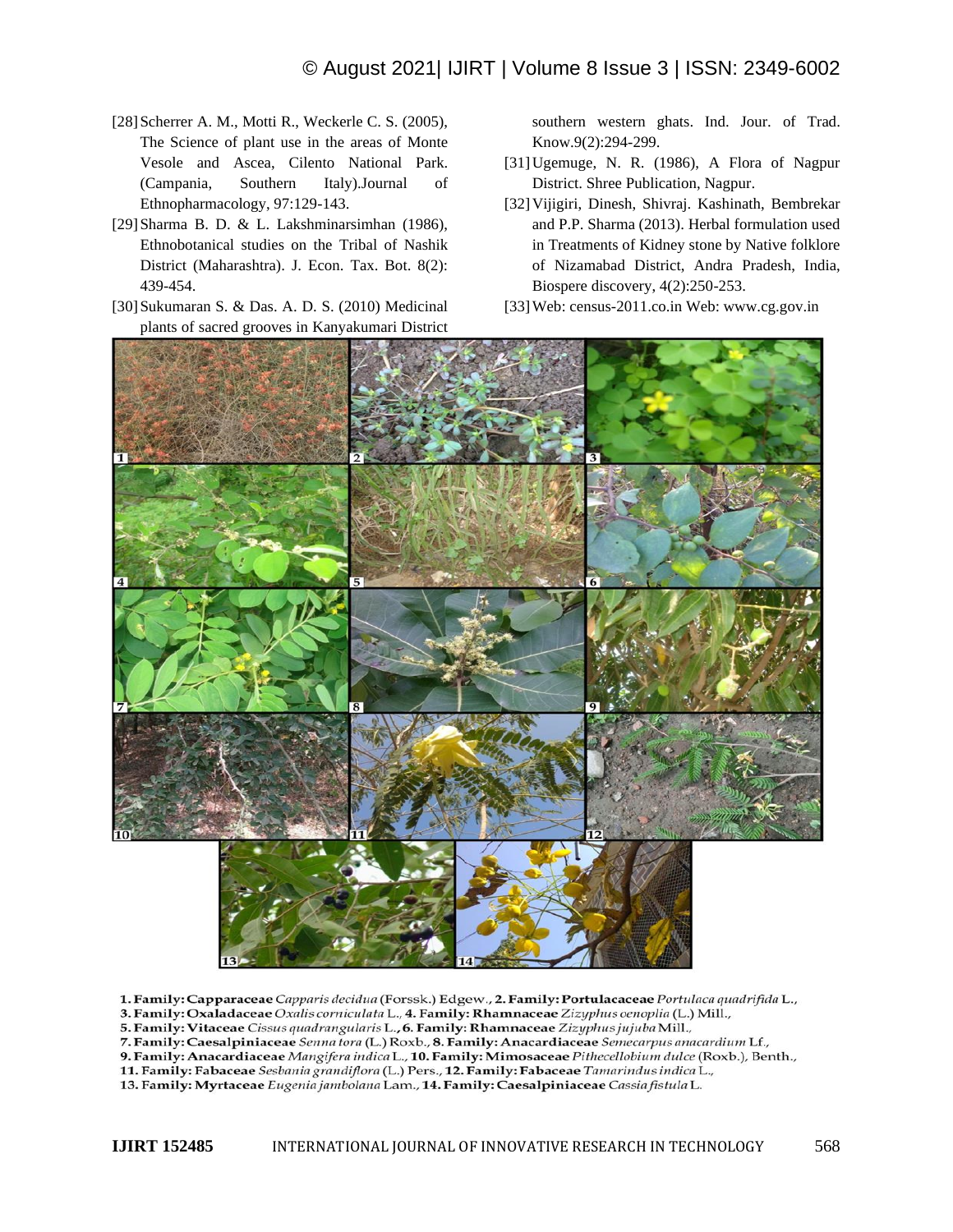[28] Scherrer A. M., Motti R., Weckerle C. S. (2005), The Science of plant use in the areas of Monte Vesole and Ascea, Cilento National Park. (Campania, Southern Italy).Journal of Ethnopharmacology, 97:129-143.

[29] Sharma B. D. & L. Lakshminarsimhan (1986), Ethnobotanical studies on the Tribal of Nashik District (Maharashtra). J. Econ. Tax. Bot. 8(2): 439-454.

[30] Sukumaran S. & Das. A. D. S. (2010) Medicinal plants of sacred grooves in Kanyakumari District southern western ghats. Ind. Jour. of Trad. Know.9(2):294-299.

[31] Ugemuge, N. R. (1986), A Flora of Nagpur District. Shree Publication, Nagpur.

[32] Vijigiri, Dinesh, Shivraj. Kashinath, Bembrekar and P.P. Sharma (2013). Herbal formulation used in Treatments of Kidney stone by Native folklore of Nizamabad District, Andra Pradesh, India, Biospere discovery, 4(2):250-253.

[33] Web: census-2011.co.in Web: www.cg.gov.in

**1. Family: Capparaceae** *Capparis decidua* (Forssk.) Edgew., **2. Family: Portulacaceae** *Portulaca quadrifida* L., **3. Family: Oxaladaceae** *Oxalis corniculata* L., **4. Family: Rhamnaceae** *Zizyphus oenoplia* (L.) Mill., **5. Family: Vitaceae** *Cissus quadrangularis* L., **6. Family: Rhamnaceae** *Zizyphus jujuba* Mill., **7. Family: Caesalpiniaceae** *Senna tora* (L.) Roxb., **8. Family: Anacardiaceae** *Semecarpus anacardium* Lf., **9. Family: Anacardiaceae** *Mangifera indica* L., **10. Family: Mimosaceae** *Pithecellobium dulce* (Roxb.), Benth., **11. Family: Fabaceae** *Sesbania grandiflora* (L.) Pers., **12. Family: Fabaceae** *Tamarindus indica* L., **13. Family: Myrtaceae** *Eugenia jambolana* Lam., **14. Family: Caesalpiniaceae** *Cassia fistula* L.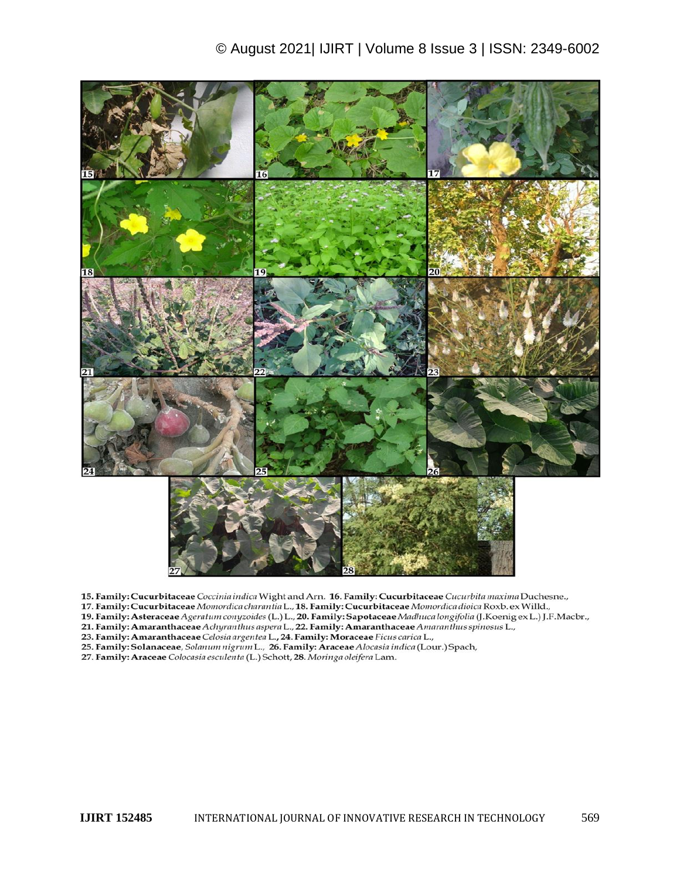**15. Family: Cucurbitaceae** *Coccinia indica* Wight and Arn. **16. Family: Cucurbitaceae** *Cucurbita maxima* Duchesne., **17. Family: Cucurbitaceae** *Momordica charantia* L., **18. Family: Cucurbitaceae** *Momordica dioica* Roxb. ex Willd., **19. Family: Asteraceae** *Ageratum conyzoides* (L.) L., **20. Family: Sapotaceae** *Madhuca longifolia* (J.Koenig ex L.) J.F.Macbr., **21. Family: Amaranthaceae** *Achyranthus aspera* L., **22. Family: Amaranthaceae** *Amaranthus spinosus* L., **23. Family: Amaranthaceae** *Celosia argentea* L., **24. Family: Moraceae** *Ficus carica* L., **25. Family: Solanaceae**, *Solanum nigrum* L., **26. Family: Araceae** *Alocasia indica* (Lour.) Spach, **27. Family: Araceae** *Colocasia esculenta* (L.) Schott, **28.** *Moringa oleifera* Lam.